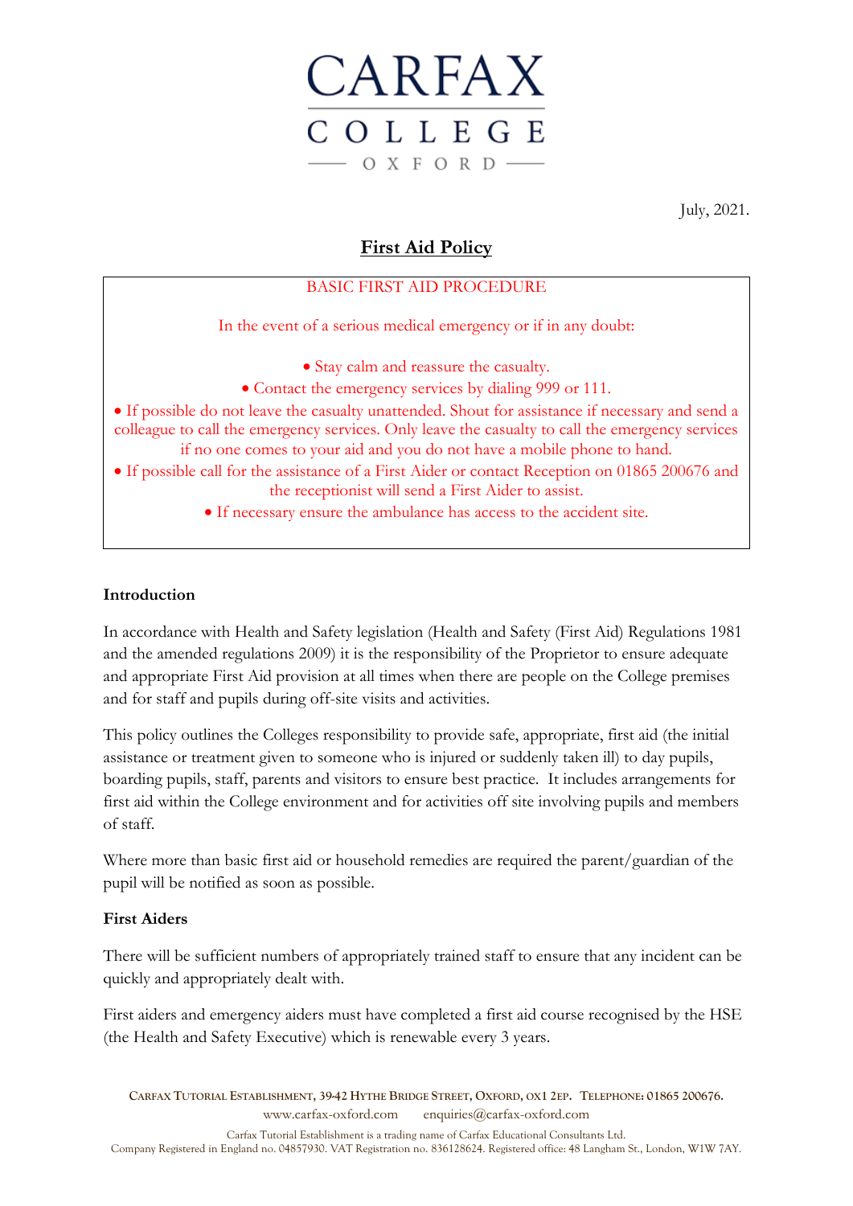CARFAX COLLEGE OXFORD

July, 2021.

# First Aid Policy

BASIC FIRST AID PROCEDURE

In the event of a serious medical emergency or if in any doubt:

- Stay calm and reassure the casualty.
- Contact the emergency services by dialing 999 or 111.
- If possible do not leave the casualty unattended. Shout for assistance if necessary and send a colleague to call the emergency services. Only leave the casualty to call the emergency services if no one comes to your aid and you do not have a mobile phone to hand.
- If possible call for the assistance of a First Aider or contact Reception on 01865 200676 and the receptionist will send a First Aider to assist.
- If necessary ensure the ambulance has access to the accident site.

**Introduction**

In accordance with Health and Safety legislation (Health and Safety (First Aid) Regulations 1981 and the amended regulations 2009) it is the responsibility of the Proprietor to ensure adequate and appropriate First Aid provision at all times when there are people on the College premises and for staff and pupils during off-site visits and activities.

This policy outlines the Colleges responsibility to provide safe, appropriate, first aid (the initial assistance or treatment given to someone who is injured or suddenly taken ill) to day pupils, boarding pupils, staff, parents and visitors to ensure best practice. It includes arrangements for first aid within the College environment and for activities off site involving pupils and members of staff.

Where more than basic first aid or household remedies are required the parent/guardian of the pupil will be notified as soon as possible.

**First Aiders**

There will be sufficient numbers of appropriately trained staff to ensure that any incident can be quickly and appropriately dealt with.

First aiders and emergency aiders must have completed a first aid course recognised by the HSE (the Health and Safety Executive) which is renewable every 3 years.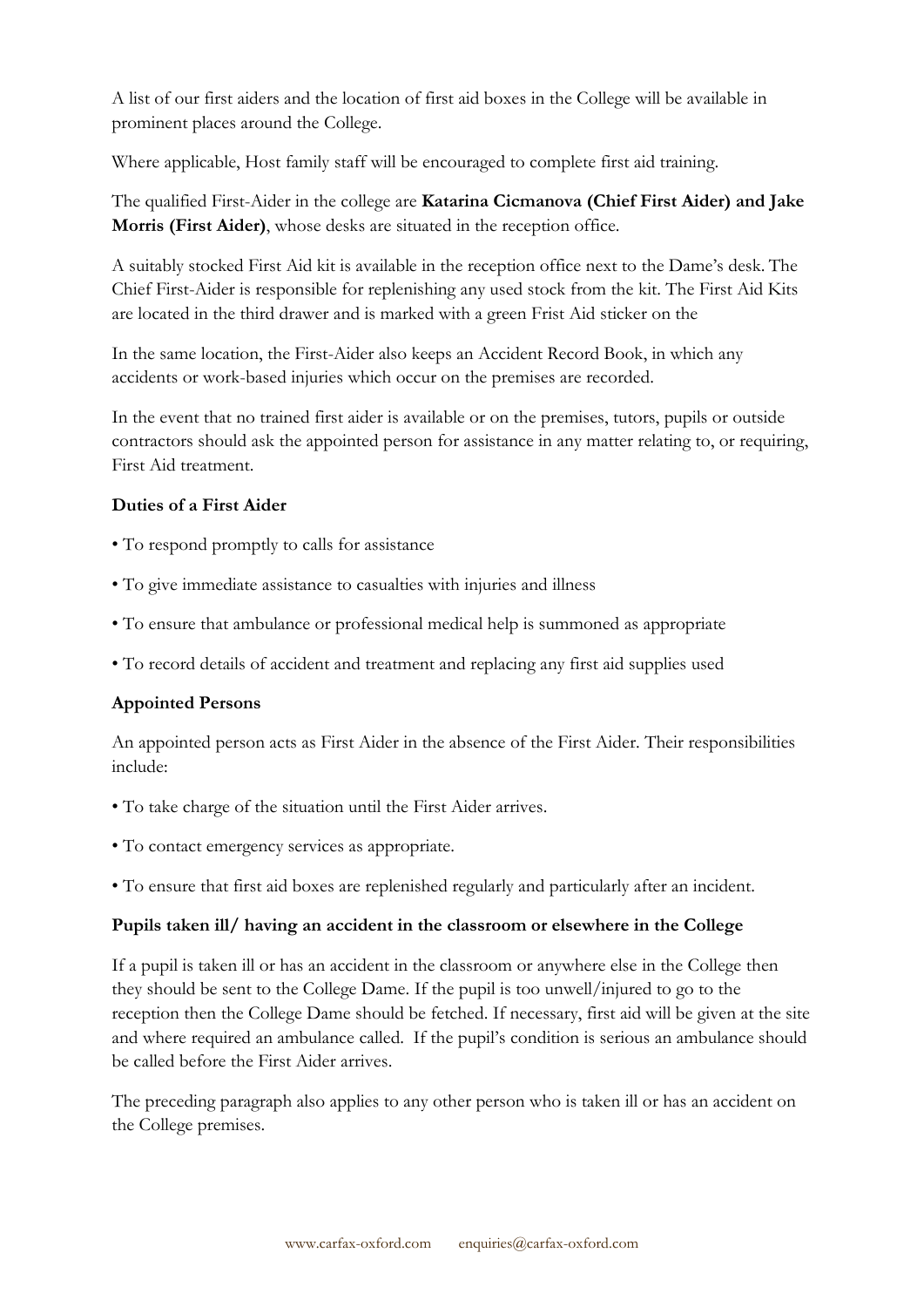A list of our first aiders and the location of first aid boxes in the College will be available in prominent places around the College.

Where applicable, Host family staff will be encouraged to complete first aid training.

The qualified First-Aider in the college are **Katarina Cicmanova (Chief First Aider) and Jake Morris (First Aider)**, whose desks are situated in the reception office.

A suitably stocked First Aid kit is available in the reception office next to the Dame's desk. The Chief First-Aider is responsible for replenishing any used stock from the kit. The First Aid Kits are located in the third drawer and is marked with a green Frist Aid sticker on the

In the same location, the First-Aider also keeps an Accident Record Book, in which any accidents or work-based injuries which occur on the premises are recorded.

In the event that no trained first aider is available or on the premises, tutors, pupils or outside contractors should ask the appointed person for assistance in any matter relating to, or requiring, First Aid treatment.

**Duties of a First Aider**

- To respond promptly to calls for assistance
- To give immediate assistance to casualties with injuries and illness
- To ensure that ambulance or professional medical help is summoned as appropriate
- To record details of accident and treatment and replacing any first aid supplies used

**Appointed Persons**

An appointed person acts as First Aider in the absence of the First Aider. Their responsibilities include:

- To take charge of the situation until the First Aider arrives.
- To contact emergency services as appropriate.
- To ensure that first aid boxes are replenished regularly and particularly after an incident.

**Pupils taken ill/ having an accident in the classroom or elsewhere in the College**

If a pupil is taken ill or has an accident in the classroom or anywhere else in the College then they should be sent to the College Dame. If the pupil is too unwell/injured to go to the reception then the College Dame should be fetched. If necessary, first aid will be given at the site and where required an ambulance called. If the pupil's condition is serious an ambulance should be called before the First Aider arrives.

The preceding paragraph also applies to any other person who is taken ill or has an accident on the College premises.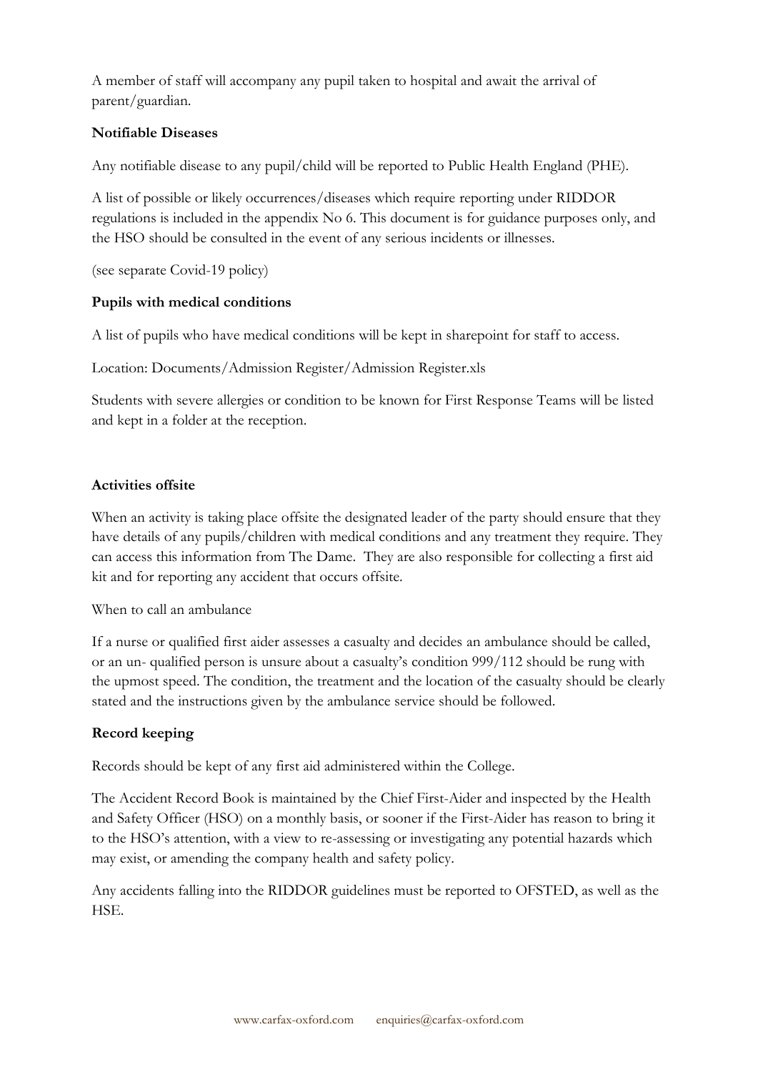A member of staff will accompany any pupil taken to hospital and await the arrival of parent/guardian.

**Notifiable Diseases**

Any notifiable disease to any pupil/child will be reported to Public Health England (PHE).

A list of possible or likely occurrences/diseases which require reporting under RIDDOR regulations is included in the appendix No 6. This document is for guidance purposes only, and the HSO should be consulted in the event of any serious incidents or illnesses.

(see separate Covid-19 policy)

**Pupils with medical conditions**

A list of pupils who have medical conditions will be kept in sharepoint for staff to access.

Location: Documents/Admission Register/Admission Register.xls

Students with severe allergies or condition to be known for First Response Teams will be listed and kept in a folder at the reception.

**Activities offsite**

When an activity is taking place offsite the designated leader of the party should ensure that they have details of any pupils/children with medical conditions and any treatment they require. They can access this information from The Dame. They are also responsible for collecting a first aid kit and for reporting any accident that occurs offsite.

When to call an ambulance

If a nurse or qualified first aider assesses a casualty and decides an ambulance should be called, or an un- qualified person is unsure about a casualty's condition 999/112 should be rung with the upmost speed. The condition, the treatment and the location of the casualty should be clearly stated and the instructions given by the ambulance service should be followed.

**Record keeping**

Records should be kept of any first aid administered within the College.

The Accident Record Book is maintained by the Chief First-Aider and inspected by the Health and Safety Officer (HSO) on a monthly basis, or sooner if the First-Aider has reason to bring it to the HSO's attention, with a view to re-assessing or investigating any potential hazards which may exist, or amending the company health and safety policy.

Any accidents falling into the RIDDOR guidelines must be reported to OFSTED, as well as the HSE.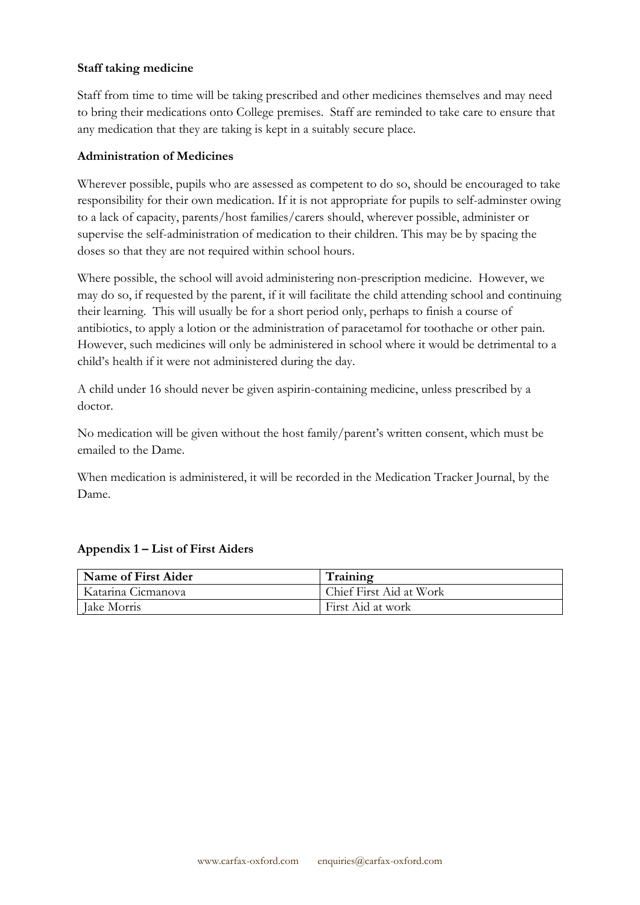**Staff taking medicine**

Staff from time to time will be taking prescribed and other medicines themselves and may need to bring their medications onto College premises. Staff are reminded to take care to ensure that any medication that they are taking is kept in a suitably secure place.

**Administration of Medicines**

Wherever possible, pupils who are assessed as competent to do so, should be encouraged to take responsibility for their own medication. If it is not appropriate for pupils to self-adminster owing to a lack of capacity, parents/host families/carers should, wherever possible, administer or supervise the self-administration of medication to their children. This may be by spacing the doses so that they are not required within school hours.

Where possible, the school will avoid administering non-prescription medicine. However, we may do so, if requested by the parent, if it will facilitate the child attending school and continuing their learning. This will usually be for a short period only, perhaps to finish a course of antibiotics, to apply a lotion or the administration of paracetamol for toothache or other pain. However, such medicines will only be administered in school where it would be detrimental to a child's health if it were not administered during the day.

A child under 16 should never be given aspirin-containing medicine, unless prescribed by a doctor.

No medication will be given without the host family/parent's written consent, which must be emailed to the Dame.

When medication is administered, it will be recorded in the Medication Tracker Journal, by the Dame.

**Appendix 1 – List of First Aiders**

| Name of First Aider | Training |
|---|---|
| Katarina Cicmanova | Chief First Aid at Work |
| Jake Morris | First Aid at work |